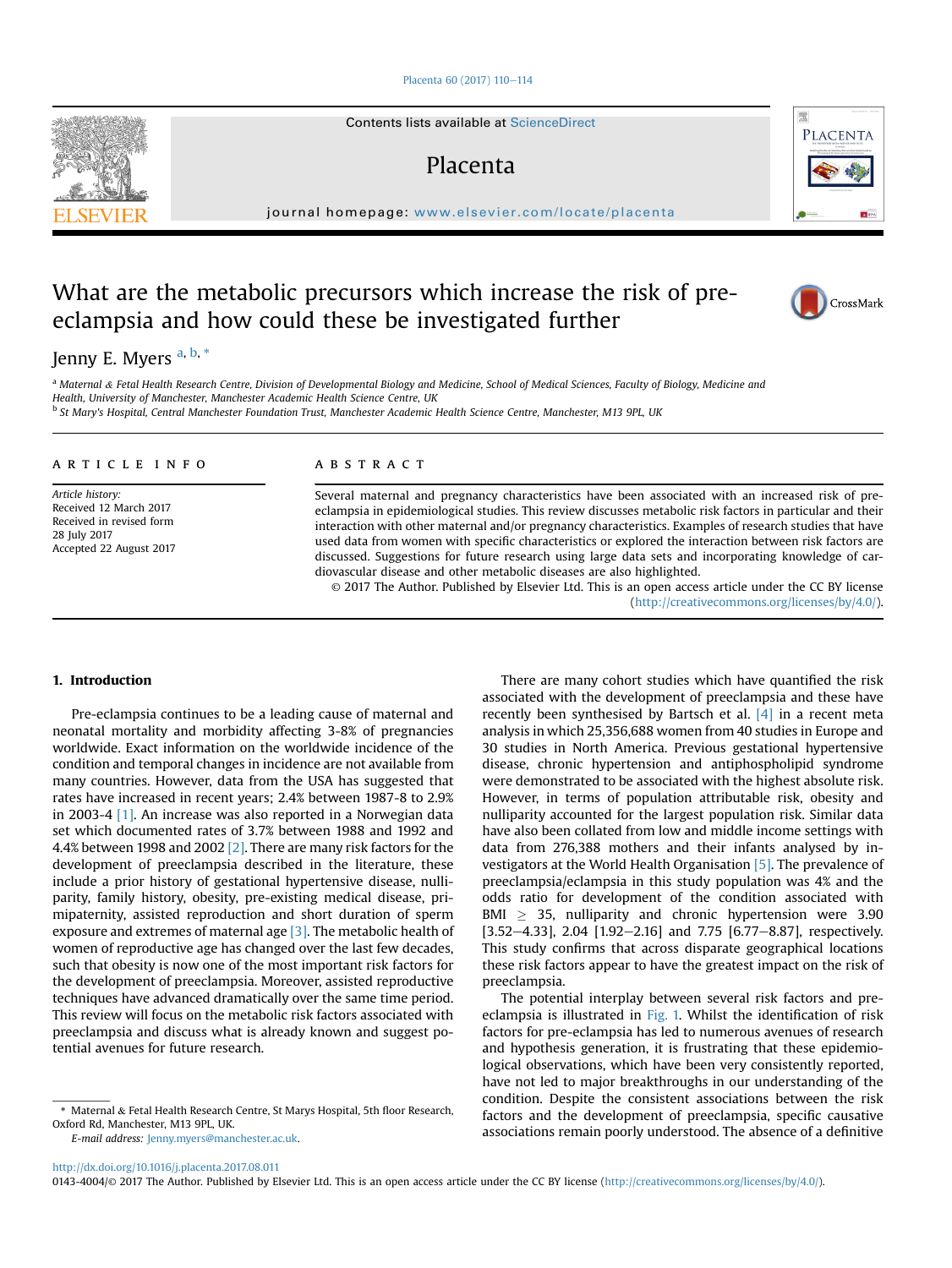# What are the metabolic precursors which increase the risk of pre-eclampsia and how could these be investigated further

Jenny E. Myers [a, b, *]

[a] Maternal & Fetal Health Research Centre, Division of Developmental Biology and Medicine, School of Medical Sciences, Faculty of Biology, Medicine and Health, University of Manchester, Manchester Academic Health Science Centre, UK

[b] St Mary's Hospital, Central Manchester Foundation Trust, Manchester Academic Health Science Centre, Manchester, M13 9PL, UK

## ARTICLE INFO

*Article history:*
Received 12 March 2017
Received in revised form 28 July 2017
Accepted 22 August 2017

## ABSTRACT

Several maternal and pregnancy characteristics have been associated with an increased risk of pre-eclampsia in epidemiological studies. This review discusses metabolic risk factors in particular and their interaction with other maternal and/or pregnancy characteristics. Examples of research studies that have used data from women with specific characteristics or explored the interaction between risk factors are discussed. Suggestions for future research using large data sets and incorporating knowledge of cardiovascular disease and other metabolic diseases are also highlighted.

© 2017 The Author. Published by Elsevier Ltd. This is an open access article under the CC BY license (http://creativecommons.org/licenses/by/4.0/).

## 1. Introduction

Pre-eclampsia continues to be a leading cause of maternal and neonatal mortality and morbidity affecting 3-8% of pregnancies worldwide. Exact information on the worldwide incidence of the condition and temporal changes in incidence are not available from many countries. However, data from the USA has suggested that rates have increased in recent years; 2.4% between 1987-8 to 2.9% in 2003-4 [1]. An increase was also reported in a Norwegian data set which documented rates of 3.7% between 1988 and 1992 and 4.4% between 1998 and 2002 [2]. There are many risk factors for the development of preeclampsia described in the literature, these include a prior history of gestational hypertensive disease, nulliparity, family history, obesity, pre-existing medical disease, primipaternity, assisted reproduction and short duration of sperm exposure and extremes of maternal age [3]. The metabolic health of women of reproductive age has changed over the last few decades, such that obesity is now one of the most important risk factors for the development of preeclampsia. Moreover, assisted reproductive techniques have advanced dramatically over the same time period. This review will focus on the metabolic risk factors associated with preeclampsia and discuss what is already known and suggest potential avenues for future research.

There are many cohort studies which have quantified the risk associated with the development of preeclampsia and these have recently been synthesised by Bartsch et al. [4] in a recent meta analysis in which 25,356,688 women from 40 studies in Europe and 30 studies in North America. Previous gestational hypertensive disease, chronic hypertension and antiphospholipid syndrome were demonstrated to be associated with the highest absolute risk. However, in terms of population attributable risk, obesity and nulliparity accounted for the largest population risk. Similar data have also been collated from low and middle income settings with data from 276,388 mothers and their infants analysed by investigators at the World Health Organisation [5]. The prevalence of preeclampsia/eclampsia in this study population was 4% and the odds ratio for development of the condition associated with BMI $\geq$ 35, nulliparity and chronic hypertension were 3.90 [3.52–4.33], 2.04 [1.92–2.16] and 7.75 [6.77–8.87], respectively. This study confirms that across disparate geographical locations these risk factors appear to have the greatest impact on the risk of preeclampsia.

The potential interplay between several risk factors and pre-eclampsia is illustrated in Fig. 1. Whilst the identification of risk factors for pre-eclampsia has led to numerous avenues of research and hypothesis generation, it is frustrating that these epidemiological observations, which have been very consistently reported, have not led to major breakthroughs in our understanding of the condition. Despite the consistent associations between the risk factors and the development of preeclampsia, specific causative associations remain poorly understood. The absence of a definitive

\* Maternal & Fetal Health Research Centre, St Marys Hospital, 5th floor Research, Oxford Rd, Manchester, M13 9PL, UK.

*E-mail address:* Jenny.myers@manchester.ac.uk.

http://dx.doi.org/10.1016/j.placenta.2017.08.011

0143-4004/© 2017 The Author. Published by Elsevier Ltd. This is an open access article under the CC BY license (http://creativecommons.org/licenses/by/4.0/).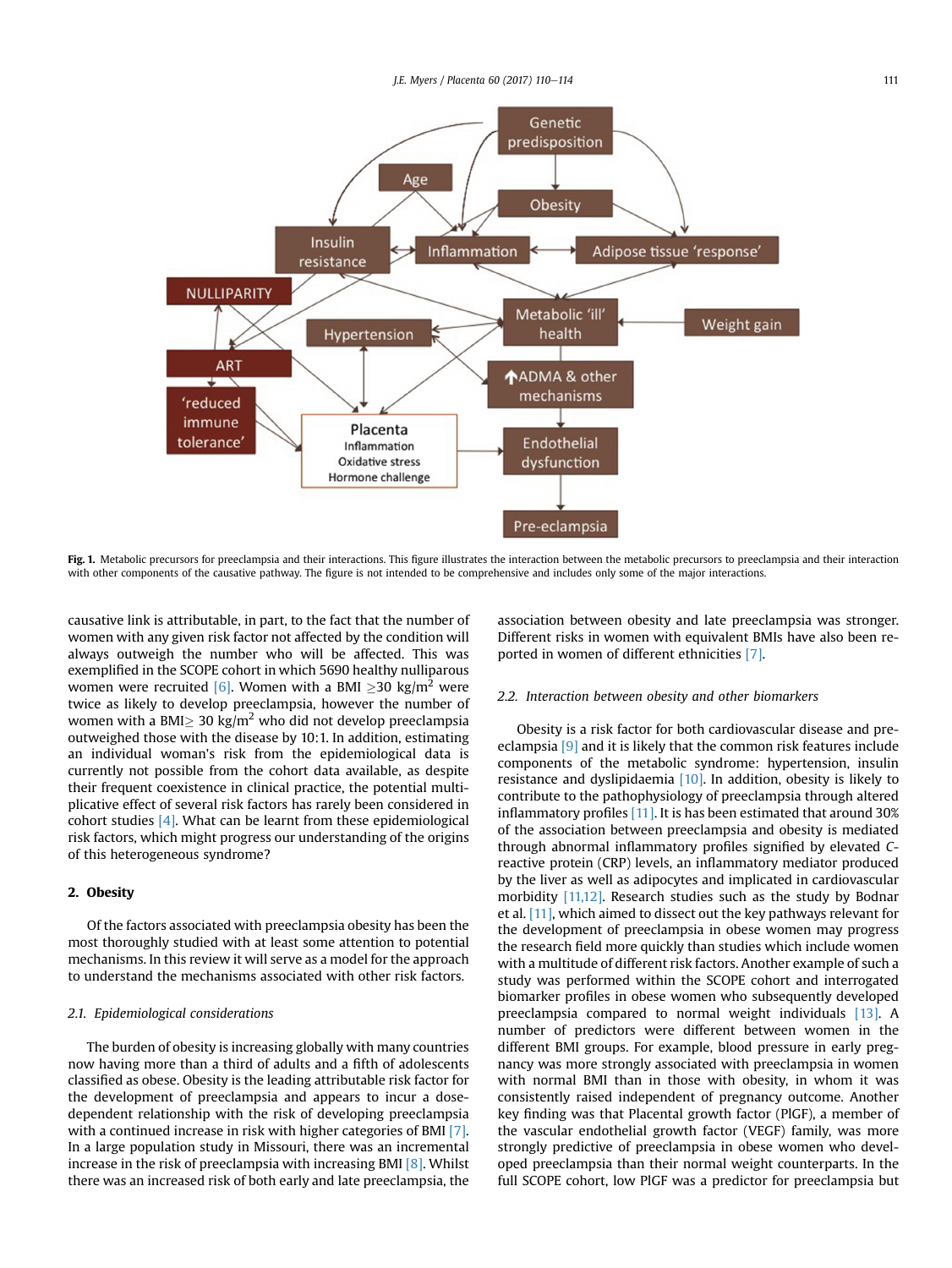**Fig. 1.** Metabolic precursors for preeclampsia and their interactions. This figure illustrates the interaction between the metabolic precursors to preeclampsia and their interaction with other components of the causative pathway. The figure is not intended to be comprehensive and includes only some of the major interactions.

causative link is attributable, in part, to the fact that the number of women with any given risk factor not affected by the condition will always outweigh the number who will be affected. This was exemplified in the SCOPE cohort in which 5690 healthy nulliparous women were recruited [6]. Women with a BMI $\geq$30 kg/m$^2$ were twice as likely to develop preeclampsia, however the number of women with a BMI$\geq$ 30 kg/m$^2$ who did not develop preeclampsia outweighed those with the disease by 10:1. In addition, estimating an individual woman's risk from the epidemiological data is currently not possible from the cohort data available, as despite their frequent coexistence in clinical practice, the potential multiplicative effect of several risk factors has rarely been considered in cohort studies [4]. What can be learnt from these epidemiological risk factors, which might progress our understanding of the origins of this heterogeneous syndrome?

## 2. Obesity

Of the factors associated with preeclampsia obesity has been the most thoroughly studied with at least some attention to potential mechanisms. In this review it will serve as a model for the approach to understand the mechanisms associated with other risk factors.

### 2.1. Epidemiological considerations

The burden of obesity is increasing globally with many countries now having more than a third of adults and a fifth of adolescents classified as obese. Obesity is the leading attributable risk factor for the development of preeclampsia and appears to incur a dose-dependent relationship with the risk of developing preeclampsia with a continued increase in risk with higher categories of BMI [7]. In a large population study in Missouri, there was an incremental increase in the risk of preeclampsia with increasing BMI [8]. Whilst there was an increased risk of both early and late preeclampsia, the association between obesity and late preeclampsia was stronger. Different risks in women with equivalent BMIs have also been reported in women of different ethnicities [7].

### 2.2. Interaction between obesity and other biomarkers

Obesity is a risk factor for both cardiovascular disease and preeclampsia [9] and it is likely that the common risk features include components of the metabolic syndrome: hypertension, insulin resistance and dyslipidaemia [10]. In addition, obesity is likely to contribute to the pathophysiology of preeclampsia through altered inflammatory profiles [11]. It is has been estimated that around 30% of the association between preeclampsia and obesity is mediated through abnormal inflammatory profiles signified by elevated *C*-reactive protein (CRP) levels, an inflammatory mediator produced by the liver as well as adipocytes and implicated in cardiovascular morbidity [11,12]. Research studies such as the study by Bodnar et al. [11], which aimed to dissect out the key pathways relevant for the development of preeclampsia in obese women may progress the research field more quickly than studies which include women with a multitude of different risk factors. Another example of such a study was performed within the SCOPE cohort and interrogated biomarker profiles in obese women who subsequently developed preeclampsia compared to normal weight individuals [13]. A number of predictors were different between women in the different BMI groups. For example, blood pressure in early pregnancy was more strongly associated with preeclampsia in women with normal BMI than in those with obesity, in whom it was consistently raised independent of pregnancy outcome. Another key finding was that Placental growth factor (PlGF), a member of the vascular endothelial growth factor (VEGF) family, was more strongly predictive of preeclampsia in obese women who developed preeclampsia than their normal weight counterparts. In the full SCOPE cohort, low PlGF was a predictor for preeclampsia but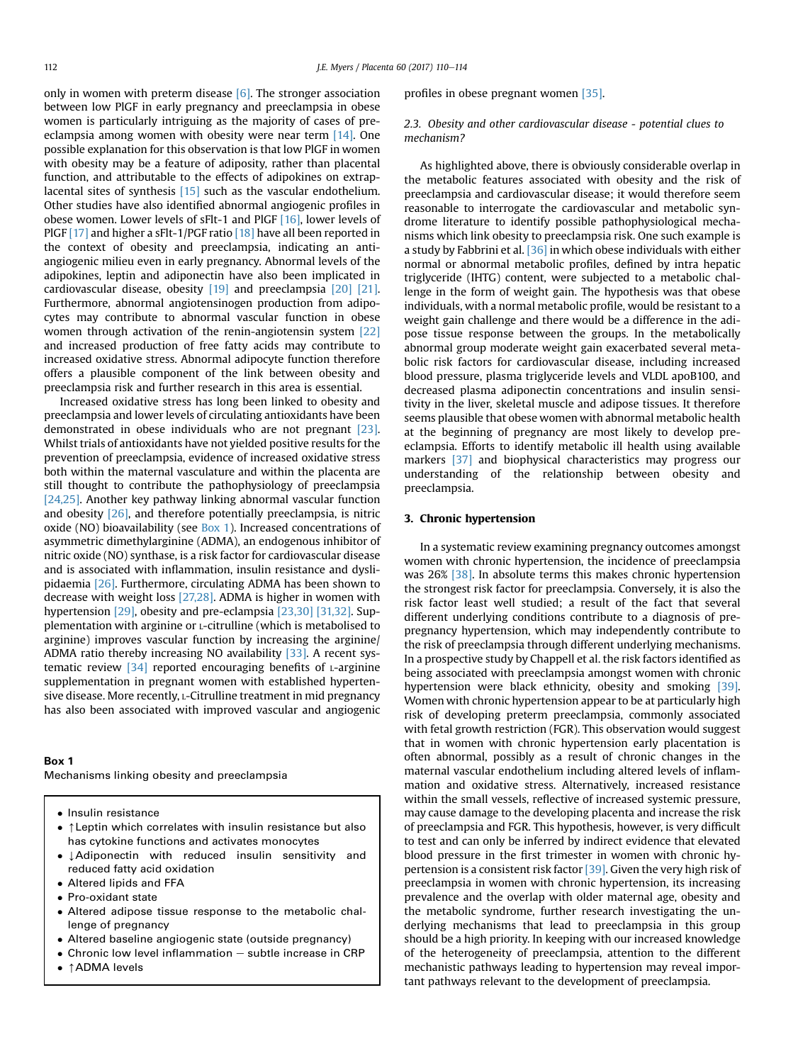only in women with preterm disease [6]. The stronger association between low PlGF in early pregnancy and preeclampsia in obese women is particularly intriguing as the majority of cases of preeclampsia among women with obesity were near term [14]. One possible explanation for this observation is that low PlGF in women with obesity may be a feature of adiposity, rather than placental function, and attributable to the effects of adipokines on extraplacental sites of synthesis [15] such as the vascular endothelium. Other studies have also identified abnormal angiogenic profiles in obese women. Lower levels of sFlt-1 and PlGF [16], lower levels of PlGF [17] and higher a sFlt-1/PGF ratio [18] have all been reported in the context of obesity and preeclampsia, indicating an anti-angiogenic milieu even in early pregnancy. Abnormal levels of the adipokines, leptin and adiponectin have also been implicated in cardiovascular disease, obesity [19] and preeclampsia [20] [21]. Furthermore, abnormal angiotensinogen production from adipocytes may contribute to abnormal vascular function in obese women through activation of the renin-angiotensin system [22] and increased production of free fatty acids may contribute to increased oxidative stress. Abnormal adipocyte function therefore offers a plausible component of the link between obesity and preeclampsia risk and further research in this area is essential.

Increased oxidative stress has long been linked to obesity and preeclampsia and lower levels of circulating antioxidants have been demonstrated in obese individuals who are not pregnant [23]. Whilst trials of antioxidants have not yielded positive results for the prevention of preeclampsia, evidence of increased oxidative stress both within the maternal vasculature and within the placenta are still thought to contribute the pathophysiology of preeclampsia [24,25]. Another key pathway linking abnormal vascular function and obesity [26], and therefore potentially preeclampsia, is nitric oxide (NO) bioavailability (see Box 1). Increased concentrations of asymmetric dimethylarginine (ADMA), an endogenous inhibitor of nitric oxide (NO) synthase, is a risk factor for cardiovascular disease and is associated with inflammation, insulin resistance and dyslipidaemia [26]. Furthermore, circulating ADMA has been shown to decrease with weight loss [27,28]. ADMA is higher in women with hypertension [29], obesity and pre-eclampsia [23,30] [31,32]. Supplementation with arginine or L-citrulline (which is metabolised to arginine) improves vascular function by increasing the arginine/ADMA ratio thereby increasing NO availability [33]. A recent systematic review [34] reported encouraging benefits of L-arginine supplementation in pregnant women with established hypertensive disease. More recently, L-Citrulline treatment in mid pregnancy has also been associated with improved vascular and angiogenic profiles in obese pregnant women [35].

**Box 1**
Mechanisms linking obesity and preeclampsia

- Insulin resistance
- ↑Leptin which correlates with insulin resistance but also has cytokine functions and activates monocytes
- ↓Adiponectin with reduced insulin sensitivity and reduced fatty acid oxidation
- Altered lipids and FFA
- Pro-oxidant state
- Altered adipose tissue response to the metabolic challenge of pregnancy
- Altered baseline angiogenic state (outside pregnancy)
- Chronic low level inflammation – subtle increase in CRP
- ↑ADMA levels

### 2.3. Obesity and other cardiovascular disease - potential clues to mechanism?

As highlighted above, there is obviously considerable overlap in the metabolic features associated with obesity and the risk of preeclampsia and cardiovascular disease; it would therefore seem reasonable to interrogate the cardiovascular and metabolic syndrome literature to identify possible pathophysiological mechanisms which link obesity to preeclampsia risk. One such example is a study by Fabbrini et al. [36] in which obese individuals with either normal or abnormal metabolic profiles, defined by intra hepatic triglyceride (IHTG) content, were subjected to a metabolic challenge in the form of weight gain. The hypothesis was that obese individuals, with a normal metabolic profile, would be resistant to a weight gain challenge and there would be a difference in the adipose tissue response between the groups. In the metabolically abnormal group moderate weight gain exacerbated several metabolic risk factors for cardiovascular disease, including increased blood pressure, plasma triglyceride levels and VLDL apoB100, and decreased plasma adiponectin concentrations and insulin sensitivity in the liver, skeletal muscle and adipose tissues. It therefore seems plausible that obese women with abnormal metabolic health at the beginning of pregnancy are most likely to develop preeclampsia. Efforts to identify metabolic ill health using available markers [37] and biophysical characteristics may progress our understanding of the relationship between obesity and preeclampsia.

## 3. Chronic hypertension

In a systematic review examining pregnancy outcomes amongst women with chronic hypertension, the incidence of preeclampsia was 26% [38]. In absolute terms this makes chronic hypertension the strongest risk factor for preeclampsia. Conversely, it is also the risk factor least well studied; a result of the fact that several different underlying conditions contribute to a diagnosis of prepregnancy hypertension, which may independently contribute to the risk of preeclampsia through different underlying mechanisms. In a prospective study by Chappell et al. the risk factors identified as being associated with preeclampsia amongst women with chronic hypertension were black ethnicity, obesity and smoking [39]. Women with chronic hypertension appear to be at particularly high risk of developing preterm preeclampsia, commonly associated with fetal growth restriction (FGR). This observation would suggest that in women with chronic hypertension early placentation is often abnormal, possibly as a result of chronic changes in the maternal vascular endothelium including altered levels of inflammation and oxidative stress. Alternatively, increased resistance within the small vessels, reflective of increased systemic pressure, may cause damage to the developing placenta and increase the risk of preeclampsia and FGR. This hypothesis, however, is very difficult to test and can only be inferred by indirect evidence that elevated blood pressure in the first trimester in women with chronic hypertension is a consistent risk factor [39]. Given the very high risk of preeclampsia in women with chronic hypertension, its increasing prevalence and the overlap with older maternal age, obesity and the metabolic syndrome, further research investigating the underlying mechanisms that lead to preeclampsia in this group should be a high priority. In keeping with our increased knowledge of the heterogeneity of preeclampsia, attention to the different mechanistic pathways leading to hypertension may reveal important pathways relevant to the development of preeclampsia.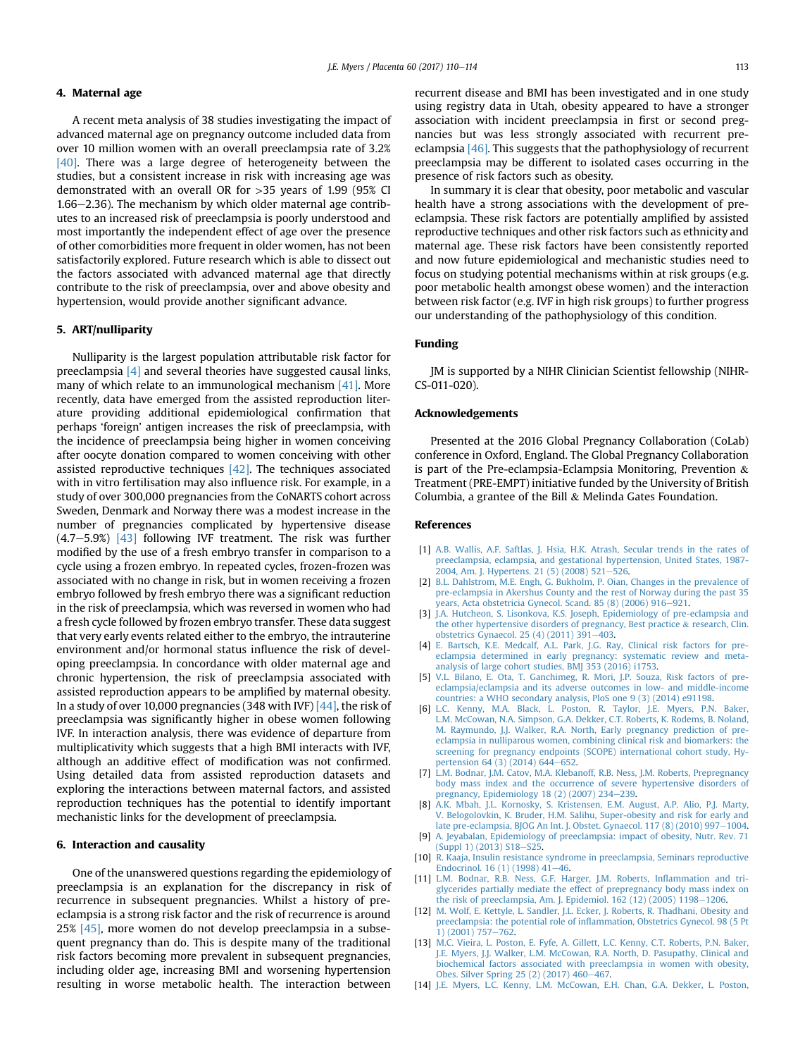## 4. Maternal age

A recent meta analysis of 38 studies investigating the impact of advanced maternal age on pregnancy outcome included data from over 10 million women with an overall preeclampsia rate of 3.2% [40]. There was a large degree of heterogeneity between the studies, but a consistent increase in risk with increasing age was demonstrated with an overall OR for >35 years of 1.99 (95% CI 1.66–2.36). The mechanism by which older maternal age contributes to an increased risk of preeclampsia is poorly understood and most importantly the independent effect of age over the presence of other comorbidities more frequent in older women, has not been satisfactorily explored. Future research which is able to dissect out the factors associated with advanced maternal age that directly contribute to the risk of preeclampsia, over and above obesity and hypertension, would provide another significant advance.

## 5. ART/nulliparity

Nulliparity is the largest population attributable risk factor for preeclampsia [4] and several theories have suggested causal links, many of which relate to an immunological mechanism [41]. More recently, data have emerged from the assisted reproduction literature providing additional epidemiological confirmation that perhaps 'foreign' antigen increases the risk of preeclampsia, with the incidence of preeclampsia being higher in women conceiving after oocyte donation compared to women conceiving with other assisted reproductive techniques [42]. The techniques associated with in vitro fertilisation may also influence risk. For example, in a study of over 300,000 pregnancies from the CoNARTS cohort across Sweden, Denmark and Norway there was a modest increase in the number of pregnancies complicated by hypertensive disease (4.7–5.9%) [43] following IVF treatment. The risk was further modified by the use of a fresh embryo transfer in comparison to a cycle using a frozen embryo. In repeated cycles, frozen-frozen was associated with no change in risk, but in women receiving a frozen embryo followed by fresh embryo there was a significant reduction in the risk of preeclampsia, which was reversed in women who had a fresh cycle followed by frozen embryo transfer. These data suggest that very early events related either to the embryo, the intrauterine environment and/or hormonal status influence the risk of developing preeclampsia. In concordance with older maternal age and chronic hypertension, the risk of preeclampsia associated with assisted reproduction appears to be amplified by maternal obesity. In a study of over 10,000 pregnancies (348 with IVF) [44], the risk of preeclampsia was significantly higher in obese women following IVF. In interaction analysis, there was evidence of departure from multiplicativity which suggests that a high BMI interacts with IVF, although an additive effect of modification was not confirmed. Using detailed data from assisted reproduction datasets and exploring the interactions between maternal factors, and assisted reproduction techniques has the potential to identify important mechanistic links for the development of preeclampsia.

## 6. Interaction and causality

One of the unanswered questions regarding the epidemiology of preeclampsia is an explanation for the discrepancy in risk of recurrence in subsequent pregnancies. Whilst a history of preeclampsia is a strong risk factor and the risk of recurrence is around 25% [45], more women do not develop preeclampsia in a subsequent pregnancy than do. This is despite many of the traditional risk factors becoming more prevalent in subsequent pregnancies, including older age, increasing BMI and worsening hypertension resulting in worse metabolic health. The interaction between recurrent disease and BMI has been investigated and in one study using registry data in Utah, obesity appeared to have a stronger association with incident preeclampsia in first or second pregnancies but was less strongly associated with recurrent preeclampsia [46]. This suggests that the pathophysiology of recurrent preeclampsia may be different to isolated cases occurring in the presence of risk factors such as obesity.

In summary it is clear that obesity, poor metabolic and vascular health have a strong associations with the development of preeclampsia. These risk factors are potentially amplified by assisted reproductive techniques and other risk factors such as ethnicity and maternal age. These risk factors have been consistently reported and now future epidemiological and mechanistic studies need to focus on studying potential mechanisms within at risk groups (e.g. poor metabolic health amongst obese women) and the interaction between risk factor (e.g. IVF in high risk groups) to further progress our understanding of the pathophysiology of this condition.

## Funding

JM is supported by a NIHR Clinician Scientist fellowship (NIHR-CS-011-020).

## Acknowledgements

Presented at the 2016 Global Pregnancy Collaboration (CoLab) conference in Oxford, England. The Global Pregnancy Collaboration is part of the Pre-eclampsia-Eclampsia Monitoring, Prevention & Treatment (PRE-EMPT) initiative funded by the University of British Columbia, a grantee of the Bill & Melinda Gates Foundation.

## References

[1] A.B. Wallis, A.F. Saftlas, J. Hsia, H.K. Atrash, Secular trends in the rates of preeclampsia, eclampsia, and gestational hypertension, United States, 1987-2004, Am. J. Hypertens. 21 (5) (2008) 521–526.

[2] B.L. Dahlstrom, M.E. Engh, G. Bukholm, P. Oian, Changes in the prevalence of pre-eclampsia in Akershus County and the rest of Norway during the past 35 years, Acta obstetricia Gynecol. Scand. 85 (8) (2006) 916–921.

[3] J.A. Hutcheon, S. Lisonkova, K.S. Joseph, Epidemiology of pre-eclampsia and the other hypertensive disorders of pregnancy, Best practice & research, Clin. obstetrics Gynaecol. 25 (4) (2011) 391–403.

[4] E. Bartsch, K.E. Medcalf, A.L. Park, J.G. Ray, Clinical risk factors for pre-eclampsia determined in early pregnancy: systematic review and meta-analysis of large cohort studies, BMJ 353 (2016) i1753.

[5] V.L. Bilano, E. Ota, T. Ganchimeg, R. Mori, J.P. Souza, Risk factors of pre-eclampsia/eclampsia and its adverse outcomes in low- and middle-income countries: a WHO secondary analysis, PloS one 9 (3) (2014) e91198.

[6] L.C. Kenny, M.A. Black, L. Poston, R. Taylor, J.E. Myers, P.N. Baker, L.M. McCowan, N.A. Simpson, G.A. Dekker, C.T. Roberts, K. Rodems, B. Noland, M. Raymundo, J.J. Walker, R.A. North, Early pregnancy prediction of preeclampsia in nulliparous women, combining clinical risk and biomarkers: the screening for pregnancy endpoints (SCOPE) international cohort study, Hypertension 64 (3) (2014) 644–652.

[7] L.M. Bodnar, J.M. Catov, M.A. Klebanoff, R.B. Ness, J.M. Roberts, Prepregnancy body mass index and the occurrence of severe hypertensive disorders of pregnancy, Epidemiology 18 (2) (2007) 234–239.

[8] A.K. Mbah, J.L. Kornosky, S. Kristensen, E.M. August, A.P. Alio, P.J. Marty, V. Belogolovkin, K. Bruder, H.M. Salihu, Super-obesity and risk for early and late pre-eclampsia, BJOG An Int. J. Obstet. Gynaecol. 117 (8) (2010) 997–1004.

[9] A. Jeyabalan, Epidemiology of preeclampsia: impact of obesity, Nutr. Rev. 71 (Suppl 1) (2013) S18–S25.

[10] R. Kaaja, Insulin resistance syndrome in preeclampsia, Seminars reproductive Endocrinol. 16 (1) (1998) 41–46.

[11] L.M. Bodnar, R.B. Ness, G.F. Harger, J.M. Roberts, Inflammation and triglycerides partially mediate the effect of prepregnancy body mass index on the risk of preeclampsia, Am. J. Epidemiol. 162 (12) (2005) 1198–1206.

[12] M. Wolf, E. Kettyle, L. Sandler, J.L. Ecker, J. Roberts, R. Thadhani, Obesity and preeclampsia: the potential role of inflammation, Obstetrics Gynecol. 98 (5 Pt 1) (2001) 757–762.

[13] M.C. Vieira, L. Poston, E. Fyfe, A. Gillett, L.C. Kenny, C.T. Roberts, P.N. Baker, J.E. Myers, J.J. Walker, L.M. McCowan, R.A. North, D. Pasupathy, Clinical and biochemical factors associated with preeclampsia in women with obesity, Obes. Silver Spring 25 (2) (2017) 460–467.

[14] J.E. Myers, L.C. Kenny, L.M. McCowan, E.H. Chan, G.A. Dekker, L. Poston,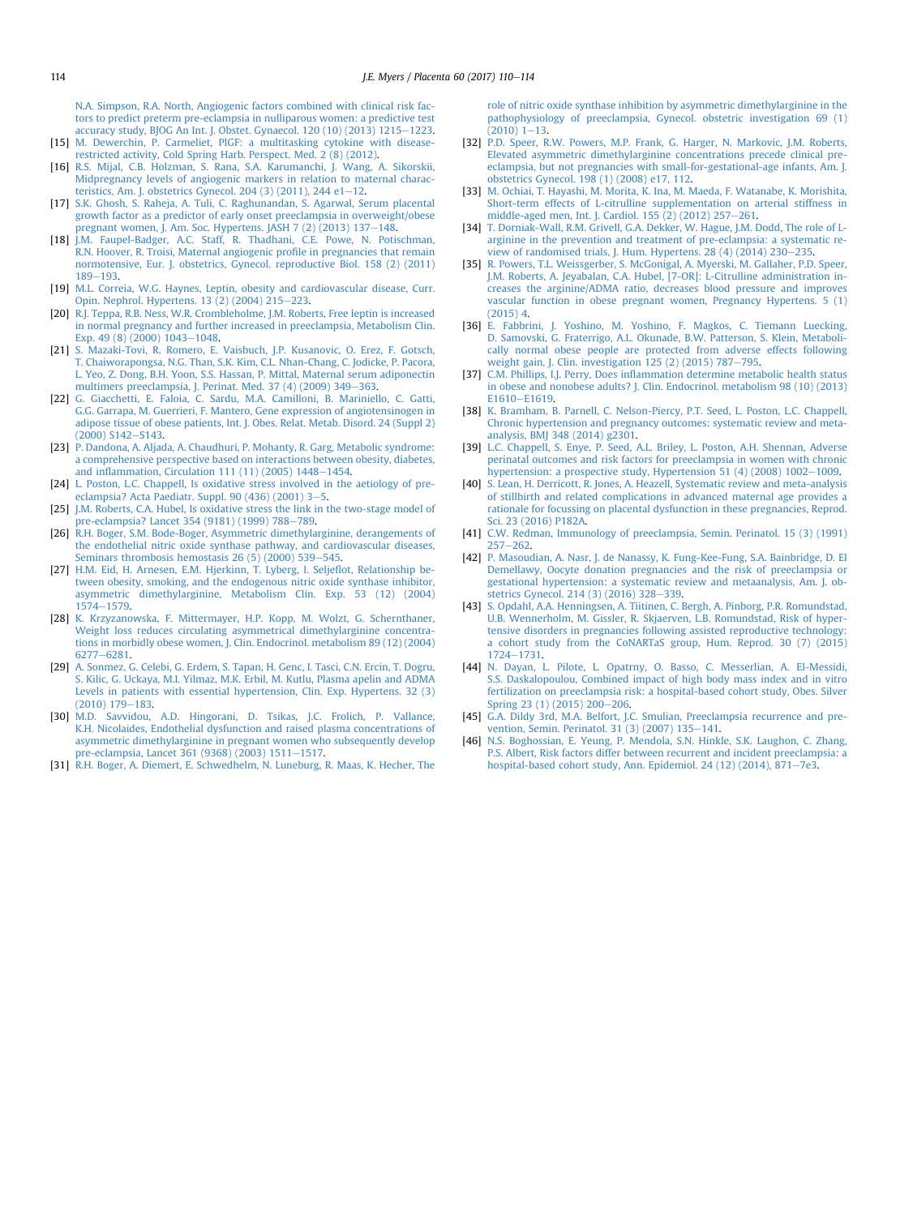N.A. Simpson, R.A. North, Angiogenic factors combined with clinical risk factors to predict preterm pre-eclampsia in nulliparous women: a predictive test accuracy study, BJOG An Int. J. Obstet. Gynaecol. 120 (10) (2013) 1215–1223.

[15] M. Dewerchin, P. Carmeliet, PlGF: a multitasking cytokine with disease-restricted activity, Cold Spring Harb. Perspect. Med. 2 (8) (2012).

[16] R.S. Mijal, C.B. Holzman, S. Rana, S.A. Karumanchi, J. Wang, A. Sikorskii, Midpregnancy levels of angiogenic markers in relation to maternal characteristics, Am. J. obstetrics Gynecol. 204 (3) (2011), 244 e1–12.

[17] S.K. Ghosh, S. Raheja, A. Tuli, C. Raghunandan, S. Agarwal, Serum placental growth factor as a predictor of early onset preeclampsia in overweight/obese pregnant women, J. Am. Soc. Hypertens. JASH 7 (2) (2013) 137–148.

[18] J.M. Faupel-Badger, A.C. Staff, R. Thadhani, C.E. Powe, N. Potischman, R.N. Hoover, R. Troisi, Maternal angiogenic profile in pregnancies that remain normotensive, Eur. J. obstetrics, Gynecol. reproductive Biol. 158 (2) (2011) 189–193.

[19] M.L. Correia, W.G. Haynes, Leptin, obesity and cardiovascular disease, Curr. Opin. Nephrol. Hypertens. 13 (2) (2004) 215–223.

[20] R.J. Teppa, R.B. Ness, W.R. Crombleholme, J.M. Roberts, Free leptin is increased in normal pregnancy and further increased in preeclampsia, Metabolism Clin. Exp. 49 (8) (2000) 1043–1048.

[21] S. Mazaki-Tovi, R. Romero, E. Vaisbuch, J.P. Kusanovic, O. Erez, F. Gotsch, T. Chaiworapongsa, N.G. Than, S.K. Kim, C.L. Nhan-Chang, C. Jodicke, P. Pacora, L. Yeo, Z. Dong, B.H. Yoon, S.S. Hassan, P. Mittal, Maternal serum adiponectin multimers preeclampsia, J. Perinat. Med. 37 (4) (2009) 349–363.

[22] G. Giacchetti, E. Faloia, C. Sardu, M.A. Camilloni, B. Mariniello, C. Gatti, G.G. Garrapa, M. Guerrieri, F. Mantero, Gene expression of angiotensinogen in adipose tissue of obese patients, Int. J. Obes. Relat. Metab. Disord. 24 (Suppl 2) (2000) S142–S143.

[23] P. Dandona, A. Aljada, A. Chaudhuri, P. Mohanty, R. Garg, Metabolic syndrome: a comprehensive perspective based on interactions between obesity, diabetes, and inflammation, Circulation 111 (11) (2005) 1448–1454.

[24] L. Poston, L.C. Chappell, Is oxidative stress involved in the aetiology of pre-eclampsia? Acta Paediatr. Suppl. 90 (436) (2001) 3–5.

[25] J.M. Roberts, C.A. Hubel, Is oxidative stress the link in the two-stage model of pre-eclampsia? Lancet 354 (9181) (1999) 788–789.

[26] R.H. Boger, S.M. Bode-Boger, Asymmetric dimethylarginine, derangements of the endothelial nitric oxide synthase pathway, and cardiovascular diseases, Seminars thrombosis hemostasis 26 (5) (2000) 539–545.

[27] H.M. Eid, H. Arnesen, E.M. Hjerkinn, T. Lyberg, I. Seljeflot, Relationship between obesity, smoking, and the endogenous nitric oxide synthase inhibitor, asymmetric dimethylarginine, Metabolism Clin. Exp. 53 (12) (2004) 1574–1579.

[28] K. Krzyzanowska, F. Mittermayer, H.P. Kopp, M. Wolzt, G. Schernthaner, Weight loss reduces circulating asymmetrical dimethylarginine concentrations in morbidly obese women, J. Clin. Endocrinol. metabolism 89 (12) (2004) 6277–6281.

[29] A. Sonmez, G. Celebi, G. Erdem, S. Tapan, H. Genc, I. Tasci, C.N. Ercin, T. Dogru, S. Kilic, G. Uckaya, M.I. Yilmaz, M.K. Erbil, M. Kutlu, Plasma apelin and ADMA Levels in patients with essential hypertension, Clin. Exp. Hypertens. 32 (3) (2010) 179–183.

[30] M.D. Savvidou, A.D. Hingorani, D. Tsikas, J.C. Frolich, P. Vallance, K.H. Nicolaides, Endothelial dysfunction and raised plasma concentrations of asymmetric dimethylarginine in pregnant women who subsequently develop pre-eclampsia, Lancet 361 (9368) (2003) 1511–1517.

[31] R.H. Boger, A. Diemert, E. Schwedhelm, N. Luneburg, R. Maas, K. Hecher, The role of nitric oxide synthase inhibition by asymmetric dimethylarginine in the pathophysiology of preeclampsia, Gynecol. obstetric investigation 69 (1) (2010) 1–13.

[32] P.D. Speer, R.W. Powers, M.P. Frank, G. Harger, N. Markovic, J.M. Roberts, Elevated asymmetric dimethylarginine concentrations precede clinical preeclampsia, but not pregnancies with small-for-gestational-age infants, Am. J. obstetrics Gynecol. 198 (1) (2008) e17, 112.

[33] M. Ochiai, T. Hayashi, M. Morita, K. Ina, M. Maeda, F. Watanabe, K. Morishita, Short-term effects of L-citrulline supplementation on arterial stiffness in middle-aged men, Int. J. Cardiol. 155 (2) (2012) 257–261.

[34] T. Dorniak-Wall, R.M. Grivell, G.A. Dekker, W. Hague, J.M. Dodd, The role of L-arginine in the prevention and treatment of pre-eclampsia: a systematic review of randomised trials, J. Hum. Hypertens. 28 (4) (2014) 230–235.

[35] R. Powers, T.L. Weissgerber, S. McGonigal, A. Myerski, M. Gallaher, P.D. Speer, J.M. Roberts, A. Jeyabalan, C.A. Hubel, [7-OR]: L-Citrulline administration increases the arginine/ADMA ratio, decreases blood pressure and improves vascular function in obese pregnant women, Pregnancy Hypertens. 5 (1) (2015) 4.

[36] E. Fabbrini, J. Yoshino, M. Yoshino, F. Magkos, C. Tiemann Luecking, D. Samovski, G. Fraterrigo, A.L. Okunade, B.W. Patterson, S. Klein, Metabolically normal obese people are protected from adverse effects following weight gain, J. Clin. investigation 125 (2) (2015) 787–795.

[37] C.M. Phillips, I.J. Perry, Does inflammation determine metabolic health status in obese and nonobese adults? J. Clin. Endocrinol. metabolism 98 (10) (2013) E1610–E1619.

[38] K. Bramham, B. Parnell, C. Nelson-Piercy, P.T. Seed, L. Poston, L.C. Chappell, Chronic hypertension and pregnancy outcomes: systematic review and meta-analysis, BMJ 348 (2014) g2301.

[39] L.C. Chappell, S. Enye, P. Seed, A.L. Briley, L. Poston, A.H. Shennan, Adverse perinatal outcomes and risk factors for preeclampsia in women with chronic hypertension: a prospective study, Hypertension 51 (4) (2008) 1002–1009.

[40] S. Lean, H. Derricott, R. Jones, A. Heazell, Systematic review and meta-analysis of stillbirth and related complications in advanced maternal age provides a rationale for focussing on placental dysfunction in these pregnancies, Reprod. Sci. 23 (2016) P182A.

[41] C.W. Redman, Immunology of preeclampsia, Semin. Perinatol. 15 (3) (1991) 257–262.

[42] P. Masoudian, A. Nasr, J. de Nanassy, K. Fung-Kee-Fung, S.A. Bainbridge, D. El Demellawy, Oocyte donation pregnancies and the risk of preeclampsia or gestational hypertension: a systematic review and metaanalysis, Am. J. obstetrics Gynecol. 214 (3) (2016) 328–339.

[43] S. Opdahl, A.A. Henningsen, A. Tiitinen, C. Bergh, A. Pinborg, P.R. Romundstad, U.B. Wennerholm, M. Gissler, R. Skjaerven, L.B. Romundstad, Risk of hypertensive disorders in pregnancies following assisted reproductive technology: a cohort study from the CoNARTaS group, Hum. Reprod. 30 (7) (2015) 1724–1731.

[44] N. Dayan, L. Pilote, L. Opatrny, O. Basso, C. Messerlian, A. El-Messidi, S.S. Daskalopoulou, Combined impact of high body mass index and in vitro fertilization on preeclampsia risk: a hospital-based cohort study, Obes. Silver Spring 23 (1) (2015) 200–206.

[45] G.A. Dildy 3rd, M.A. Belfort, J.C. Smulian, Preeclampsia recurrence and prevention, Semin. Perinatol. 31 (3) (2007) 135–141.

[46] N.S. Boghossian, E. Yeung, P. Mendola, S.N. Hinkle, S.K. Laughon, C. Zhang, P.S. Albert, Risk factors differ between recurrent and incident preeclampsia: a hospital-based cohort study, Ann. Epidemiol. 24 (12) (2014), 871–7e3.